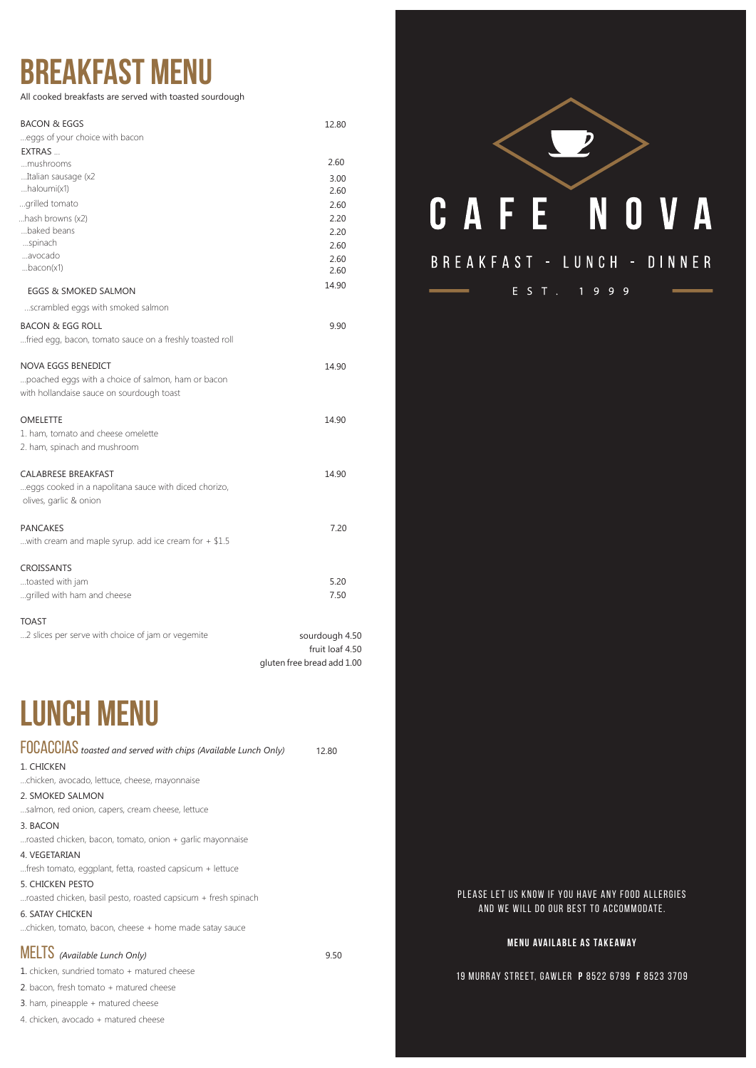# BREAKFAST MENU

All cooked breakfasts are served with toasted sourdough

| Item | Price |
|---|---|
| BACON & EGGS<br>...eggs of your choice with bacon | 12.80 |
| EXTRAS ... | |
| ...mushrooms | 2.60 |
| ...Italian sausage (x2 | 3.00 |
| ...haloumi(x1) | 2.60 |
| ...grilled tomato | 2.60 |
| ...hash browns (x2) | 2.20 |
| ...baked beans | 2.20 |
| ...spinach | 2.60 |
| ...avocado | 2.60 |
| ...bacon(x1) | 2.60 |
| EGGS & SMOKED SALMON<br>...scrambled eggs with smoked salmon | 14.90 |
| BACON & EGG ROLL<br>...fried egg, bacon, tomato sauce on a freshly toasted roll | 9.90 |
| NOVA EGGS BENEDICT<br>...poached eggs with a choice of salmon, ham or bacon with hollandaise sauce on sourdough toast | 14.90 |
| OMELETTE<br>1. ham, tomato and cheese omelette<br>2. ham, spinach and mushroom | 14.90 |
| CALABRESE BREAKFAST<br>...eggs cooked in a napolitana sauce with diced chorizo, olives, garlic & onion | 14.90 |
| PANCAKES<br>...with cream and maple syrup. add ice cream for + $1.5 | 7.20 |
| CROISSANTS | |
| ...toasted with jam | 5.20 |
| ...grilled with ham and cheese | 7.50 |
| TOAST<br>...2 slices per serve with choice of jam or vegemite | sourdough 4.50<br>fruit loaf 4.50<br>gluten free bread add 1.00 |

# LUNCH MENU

## FOCACCIAS *toasted and served with chips (Available Lunch Only)* — 12.80

1. CHICKEN
   ...chicken, avocado, lettuce, cheese, mayonnaise
2. SMOKED SALMON
   ...salmon, red onion, capers, cream cheese, lettuce
3. BACON
   ...roasted chicken, bacon, tomato, onion + garlic mayonnaise
4. VEGETARIAN
   ...fresh tomato, eggplant, fetta, roasted capsicum + lettuce
5. CHICKEN PESTO
   ...roasted chicken, basil pesto, roasted capsicum + fresh spinach
6. SATAY CHICKEN
   ...chicken, tomato, bacon, cheese + home made satay sauce

## MELTS *(Available Lunch Only)* — 9.50

1. chicken, sundried tomato + matured cheese
2. bacon, fresh tomato + matured cheese
3. ham, pineapple + matured cheese
4. chicken, avocado + matured cheese

# CAFE NOVA

BREAKFAST - LUNCH - DINNER

EST. 1999

PLEASE LET US KNOW IF YOU HAVE ANY FOOD ALLERGIES AND WE WILL DO OUR BEST TO ACCOMMODATE.

**MENU AVAILABLE AS TAKEAWAY**

19 MURRAY STREET, GAWLER **P** 8522 6799 **F** 8523 3709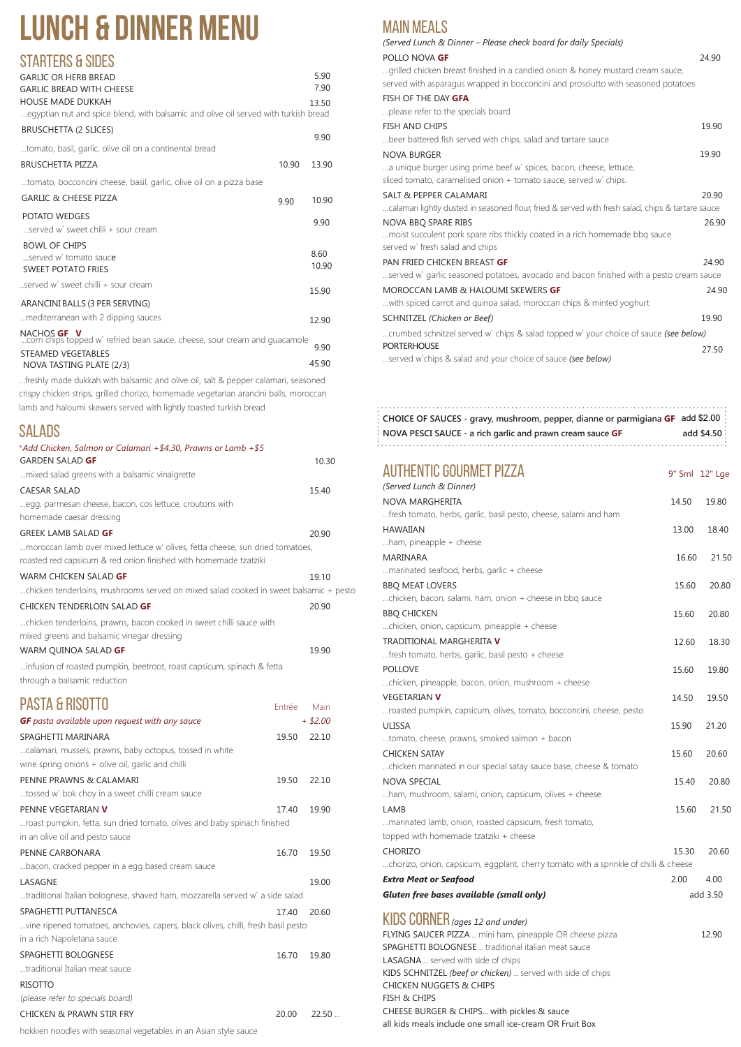# LUNCH & DINNER MENU

## STARTERS & SIDES

| | | |
|---|---|---|
| GARLIC OR HERB BREAD | | 5.90 |
| GARLIC BREAD WITH CHEESE | | 7.90 |
| HOUSE MADE DUKKAH<br>...egyptian nut and spice blend, with balsamic and olive oil served with turkish bread | | 13.50 |
| BRUSCHETTA (2 SLICES)<br>...tomato, basil, garlic, olive oil on a continental bread | | 9.90 |
| BRUSCHETTA PIZZA<br>...tomato, bocconcini cheese, basil, garlic, olive oil on a pizza base | 10.90 | 13.90 |
| GARLIC & CHEESE PIZZA | 9.90 | 10.90 |
| POTATO WEDGES<br>...served w` sweet chilli + sour cream | | 9.90 |
| BOWL OF CHIPS<br>...served w` tomato sauce | | 8.60 |
| SWEET POTATO FRIES<br>...served w` sweet chilli + sour cream | | 10.90 |
| ARANCINI BALLS (3 PER SERVING)<br>...mediterranean with 2 dipping sauces | | 15.90 |
| NACHOS **GF V**<br>...corn chips topped w` refried bean sauce, cheese, sour cream and guacamole | | 12.90 |
| STEAMED VEGETABLES | | 9.90 |
| NOVA TASTING PLATE (2/3)<br>...freshly made dukkah with balsamic and olive oil, salt & pepper calamari, seasoned crispy chicken strips, grilled chorizo, homemade vegetarian arancini balls, moroccan lamb and haloumi skewers served with lightly toasted turkish bread | | 45.90 |

## SALADS

*\*Add Chicken, Salmon or Calamari +$4.30, Prawns or Lamb +$5*

| | |
|---|---|
| GARDEN SALAD **GF**<br>...mixed salad greens with a balsamic vinaigrette | 10.30 |
| CAESAR SALAD<br>...egg, parmesan cheese, bacon, cos lettuce, croutons with homemade caesar dressing | 15.40 |
| GREEK LAMB SALAD **GF**<br>...moroccan lamb over mixed lettuce w' olives, fetta cheese, sun dried tomatoes, roasted red capsicum & red onion finished with homemade tzatziki | 20.90 |
| WARM CHICKEN SALAD **GF**<br>...chicken tenderloins, mushrooms served on mixed salad cooked in sweet balsamic + pesto | 19.10 |
| CHICKEN TENDERLOIN SALAD **GF**<br>...chicken tenderloins, prawns, bacon cooked in sweet chilli sauce with mixed greens and balsamic vinegar dressing | 20.90 |
| WARM QUINOA SALAD **GF**<br>...infusion of roasted pumpkin, beetroot, roast capsicum, spinach & fetta through a balsamic reduction | 19.90 |

## PASTA & RISOTTO

| | Entrée | Main |
|---|---|---|
| ***GF** pasta available upon request with any sauce* | | *+ $2.00* |
| SPAGHETTI MARINARA<br>...calamari, mussels, prawns, baby octopus, tossed in white wine spring onions + olive oil, garlic and chilli | 19.50 | 22.10 |
| PENNE PRAWNS & CALAMARI<br>...tossed w` bok choy in a sweet chilli cream sauce | 19.50 | 22.10 |
| PENNE VEGETARIAN **V**<br>...roast pumpkin, fetta, sun dried tomato, olives and baby spinach finished in an olive oil and pesto sauce | 17.40 | 19.90 |
| PENNE CARBONARA<br>...bacon, cracked pepper in a egg based cream sauce | 16.70 | 19.50 |
| LASAGNE<br>...traditional Italian bolognese, shaved ham, mozzarella served w` a side salad | | 19.00 |
| SPAGHETTI PUTTANESCA<br>...vine ripened tomatoes, anchovies, capers, black olives, chilli, fresh basil pesto in a rich Napoletana sauce | 17.40 | 20.60 |
| SPAGHETTI BOLOGNESE<br>...traditional Italian meat sauce | 16.70 | 19.80 |
| RISOTTO<br>*(please refer to specials board)* | | |
| CHICKEN & PRAWN STIR FRY<br>hokkien noodles with seasonal vegetables in an Asian style sauce | 20.00 | 22.50 ... |

## MAIN MEALS

*(Served Lunch & Dinner – Please check board for daily Specials)*

| | |
|---|---|
| POLLO NOVA **GF**<br>...grilled chicken breast finished in a candied onion & honey mustard cream sauce, served with asparagus wrapped in bocconcini and prosciutto with seasoned potatoes | 24.90 |
| FISH OF THE DAY **GFA**<br>...please refer to the specials board | |
| FISH AND CHIPS<br>...beer battered fish served with chips, salad and tartare sauce | 19.90 |
| NOVA BURGER<br>...a unique burger using prime beef w` spices, bacon, cheese, lettuce, sliced tomato, caramelised onion + tomato sauce, served w` chips. | 19.90 |
| SALT & PEPPER CALAMARI<br>...calamari lightly dusted in seasoned flour, fried & served with fresh salad, chips & tartare sauce | 20.90 |
| NOVA BBQ SPARE RIBS<br>...moist succulent pork spare ribs thickly coated in a rich homemade bbq sauce served w` fresh salad and chips | 26.90 |
| PAN FRIED CHICKEN BREAST **GF**<br>...served w` garlic seasoned potatoes, avocado and bacon finished with a pesto cream sauce | 24.90 |
| MOROCCAN LAMB & HALOUMI SKEWERS **GF**<br>...with spiced carrot and quinoa salad, moroccan chips & minted yoghurt | 24.90 |
| SCHNITZEL *(Chicken or Beef)*<br>...crumbed schnitzel served w` chips & salad topped w` your choice of sauce *(see below)* | 19.90 |
| PORTERHOUSE<br>...served w`chips & salad and your choice of sauce *(see below)* | 27.50 |

| | |
|---|---|
| CHOICE OF SAUCES - gravy, mushroom, pepper, dianne or parmigiana **GF** | add $2.00 |
| NOVA PESCI SAUCE - a rich garlic and prawn cream sauce **GF** | add $4.50 |

## AUTHENTIC GOURMET PIZZA

*(Served Lunch & Dinner)*

| | 9" Sml | 12" Lge |
|---|---|---|
| NOVA MARGHERITA<br>...fresh tomato, herbs, garlic, basil pesto, cheese, salami and ham | 14.50 | 19.80 |
| HAWAIIAN<br>...ham, pineapple + cheese | 13.00 | 18.40 |
| MARINARA<br>...marinated seafood, herbs, garlic + cheese | 16.60 | 21.50 |
| BBQ MEAT LOVERS<br>...chicken, bacon, salami, ham, onion + cheese in bbq sauce | 15.60 | 20.80 |
| BBQ CHICKEN<br>...chicken, onion, capsicum, pineapple + cheese | 15.60 | 20.80 |
| TRADITIONAL MARGHERITA **V**<br>...fresh tomato, herbs, garlic, basil pesto + cheese | 12.60 | 18.30 |
| POLLOVE<br>...chicken, pineapple, bacon, onion, mushroom + cheese | 15.60 | 19.80 |
| VEGETARIAN **V**<br>...roasted pumpkin, capsicum, olives, tomato, bocconcini, cheese, pesto | 14.50 | 19.50 |
| ULISSA<br>...tomato, cheese, prawns, smoked salmon + bacon | 15.90 | 21.20 |
| CHICKEN SATAY<br>...chicken marinated in our special satay sauce base, cheese & tomato | 15.60 | 20.60 |
| NOVA SPECIAL<br>...ham, mushroom, salami, onion, capsicum, olives + cheese | 15.40 | 20.80 |
| LAMB<br>...marinated lamb, onion, roasted capsicum, fresh tomato, topped w/ homemade tzatziki + cheese | 15.60 | 21.50 |
| CHORIZO<br>...chorizo, onion, capsicum, eggplant, cherry tomato with a sprinkle of chilli & cheese | 15.30 | 20.60 |
| ***Extra Meat or Seafood*** | 2.00 | 4.00 |
| ***Gluten free bases available (small only)*** | | add 3.50 |

## KIDS CORNER *(ages 12 and under)*

FLYING SAUCER PIZZA ... mini ham, pineapple OR cheese pizza — 12.90

SPAGHETTI BOLOGNESE ... traditional italian meat sauce

LASAGNA ... served with side of chips

KIDS SCHNITZEL *(beef or chicken)* ... served with side of chips

CHICKEN NUGGETS & CHIPS

FISH & CHIPS

CHEESE BURGER & CHIPS... with pickles & sauce

all kids meals include one small ice-cream OR Fruit Box